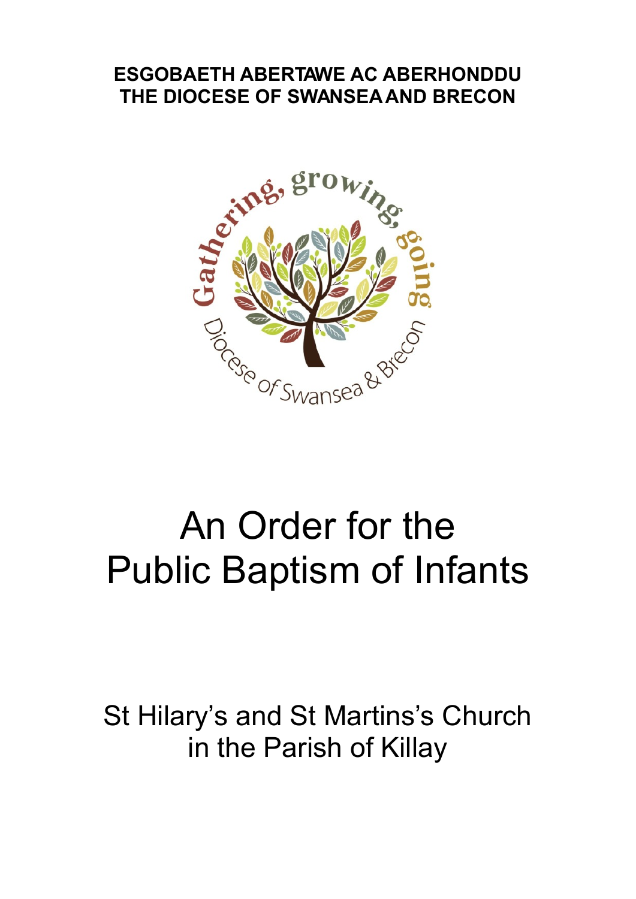**ESGOBAETH ABERTAWE AC ABERHONDDU**
**THE DIOCESE OF SWANSEA AND BRECON**

Gathering, growing, going

Diocese of Swansea & Brecon

# An Order for the Public Baptism of Infants

St Hilary's and St Martins's Church
in the Parish of Killay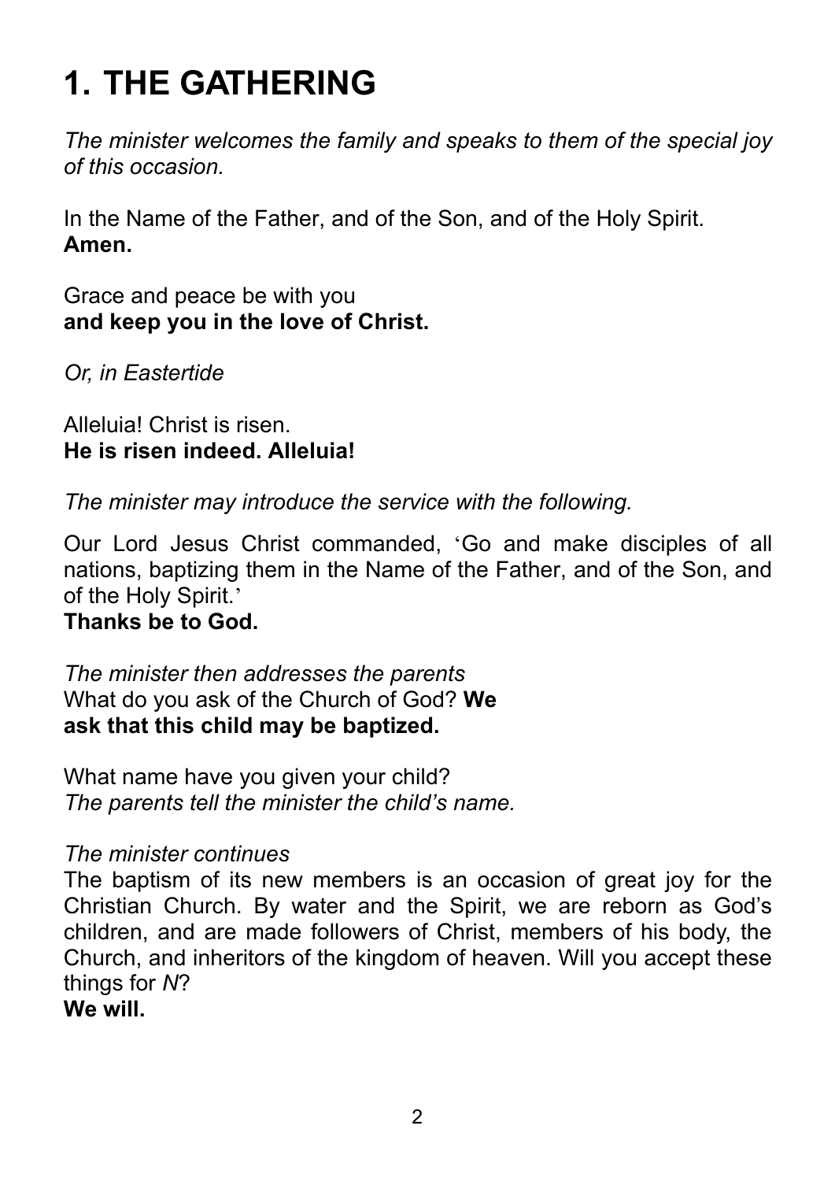# 1. THE GATHERING

*The minister welcomes the family and speaks to them of the special joy of this occasion.*

In the Name of the Father, and of the Son, and of the Holy Spirit.
**Amen.**

Grace and peace be with you
**and keep you in the love of Christ.**

*Or, in Eastertide*

Alleluia! Christ is risen.
**He is risen indeed. Alleluia!**

*The minister may introduce the service with the following.*

Our Lord Jesus Christ commanded, 'Go and make disciples of all nations, baptizing them in the Name of the Father, and of the Son, and of the Holy Spirit.'
**Thanks be to God.**

*The minister then addresses the parents*
What do you ask of the Church of God? **We ask that this child may be baptized.**

What name have you given your child?
*The parents tell the minister the child's name.*

*The minister continues*
The baptism of its new members is an occasion of great joy for the Christian Church. By water and the Spirit, we are reborn as God's children, and are made followers of Christ, members of his body, the Church, and inheritors of the kingdom of heaven. Will you accept these things for *N*?
**We will.**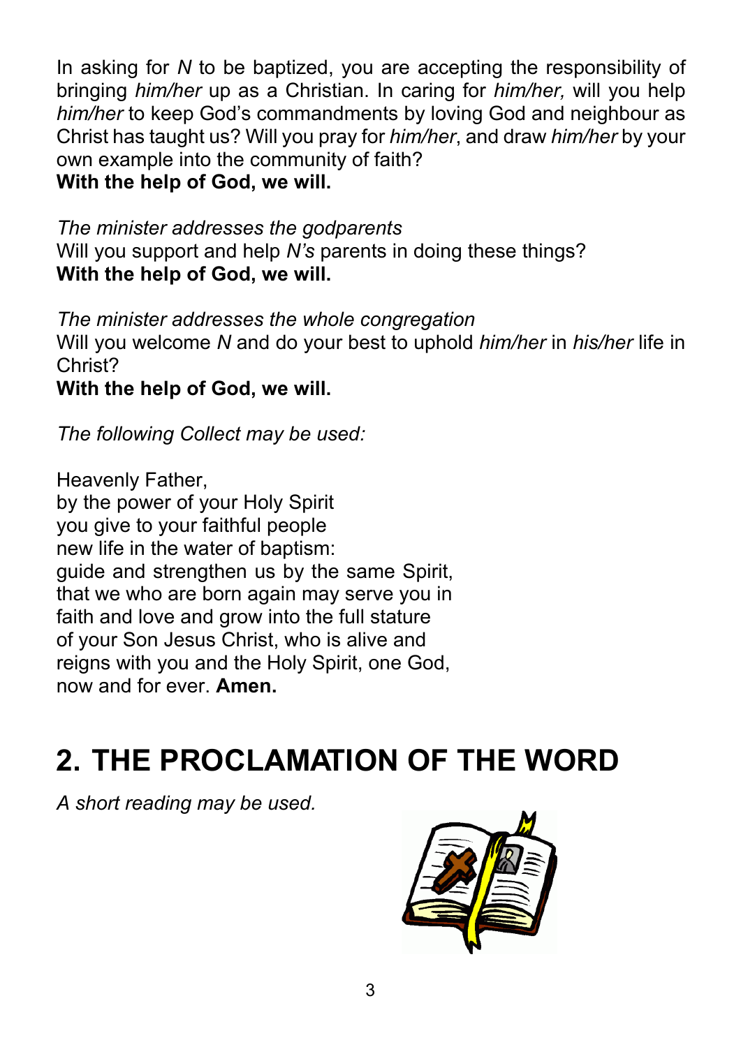In asking for *N* to be baptized, you are accepting the responsibility of bringing *him/her* up as a Christian. In caring for *him/her,* will you help *him/her* to keep God's commandments by loving God and neighbour as Christ has taught us? Will you pray for *him/her*, and draw *him/her* by your own example into the community of faith?
**With the help of God, we will.**

*The minister addresses the godparents*
Will you support and help *N's* parents in doing these things?
**With the help of God, we will.**

*The minister addresses the whole congregation*
Will you welcome *N* and do your best to uphold *him/her* in *his/her* life in Christ?
**With the help of God, we will.**

*The following Collect may be used:*

Heavenly Father,
by the power of your Holy Spirit
you give to your faithful people
new life in the water of baptism:
guide and strengthen us by the same Spirit,
that we who are born again may serve you in
faith and love and grow into the full stature
of your Son Jesus Christ, who is alive and
reigns with you and the Holy Spirit, one God,
now and for ever. **Amen.**

# 2. THE PROCLAMATION OF THE WORD

*A short reading may be used.*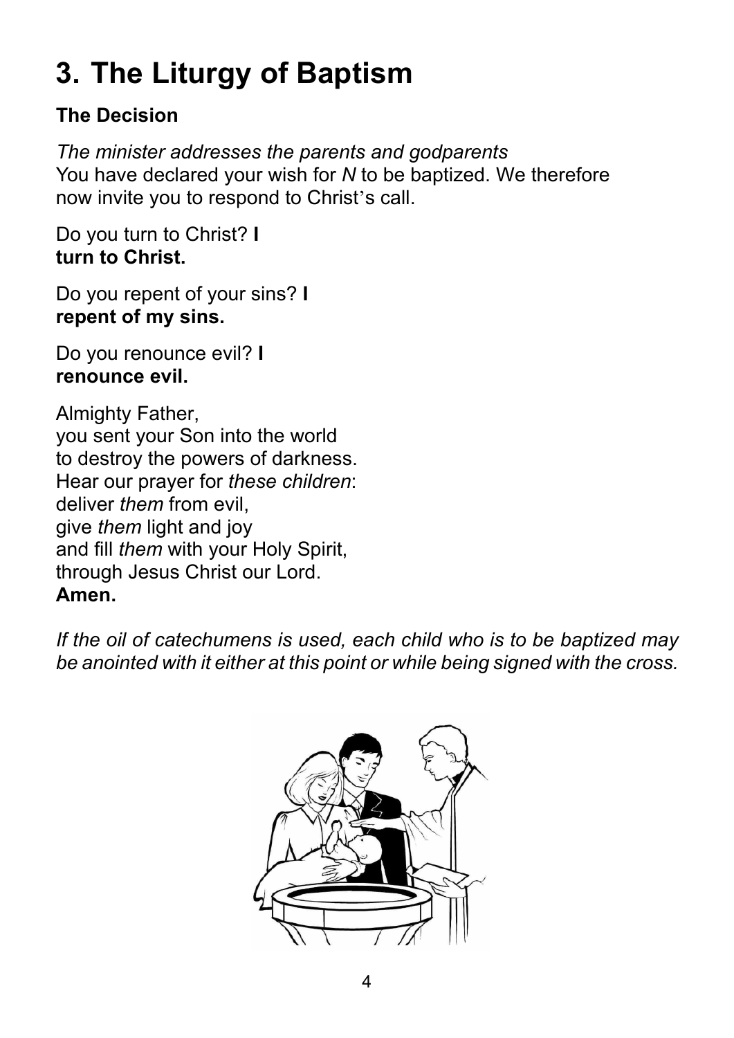# 3. The Liturgy of Baptism

## The Decision

*The minister addresses the parents and godparents*
You have declared your wish for *N* to be baptized. We therefore now invite you to respond to Christ's call.

Do you turn to Christ? **I turn to Christ.**

Do you repent of your sins? **I repent of my sins.**

Do you renounce evil? **I renounce evil.**

Almighty Father,
you sent your Son into the world
to destroy the powers of darkness.
Hear our prayer for *these children*:
deliver *them* from evil,
give *them* light and joy
and fill *them* with your Holy Spirit,
through Jesus Christ our Lord.
**Amen.**

*If the oil of catechumens is used, each child who is to be baptized may be anointed with it either at this point or while being signed with the cross.*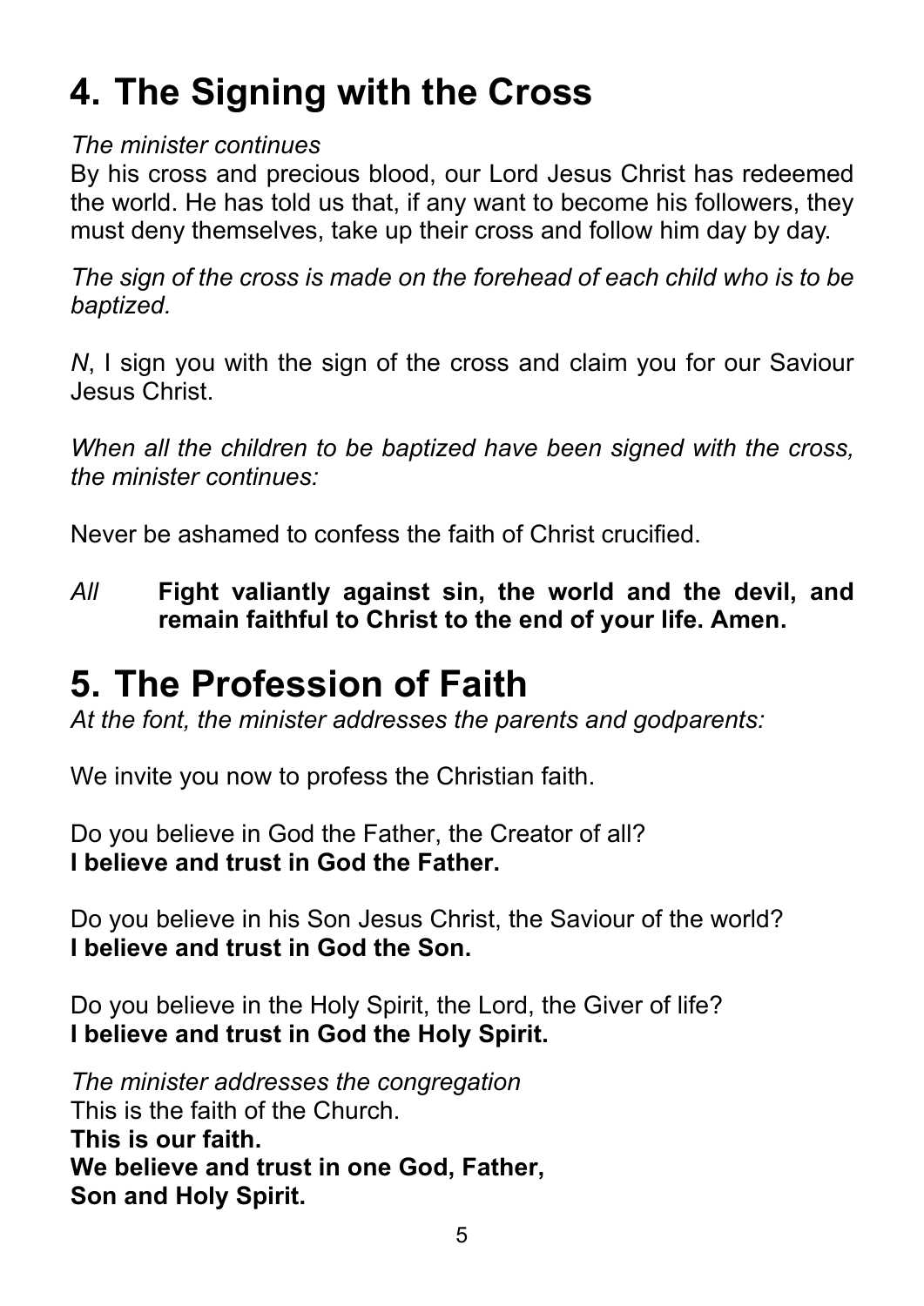# 4. The Signing with the Cross

*The minister continues*

By his cross and precious blood, our Lord Jesus Christ has redeemed the world. He has told us that, if any want to become his followers, they must deny themselves, take up their cross and follow him day by day.

*The sign of the cross is made on the forehead of each child who is to be baptized.*

*N*, I sign you with the sign of the cross and claim you for our Saviour Jesus Christ.

*When all the children to be baptized have been signed with the cross, the minister continues:*

Never be ashamed to confess the faith of Christ crucified.

*All* **Fight valiantly against sin, the world and the devil, and remain faithful to Christ to the end of your life. Amen.**

# 5. The Profession of Faith

*At the font, the minister addresses the parents and godparents:*

We invite you now to profess the Christian faith.

Do you believe in God the Father, the Creator of all?
**I believe and trust in God the Father.**

Do you believe in his Son Jesus Christ, the Saviour of the world?
**I believe and trust in God the Son.**

Do you believe in the Holy Spirit, the Lord, the Giver of life?
**I believe and trust in God the Holy Spirit.**

*The minister addresses the congregation*

This is the faith of the Church.
**This is our faith.**
**We believe and trust in one God, Father,**
**Son and Holy Spirit.**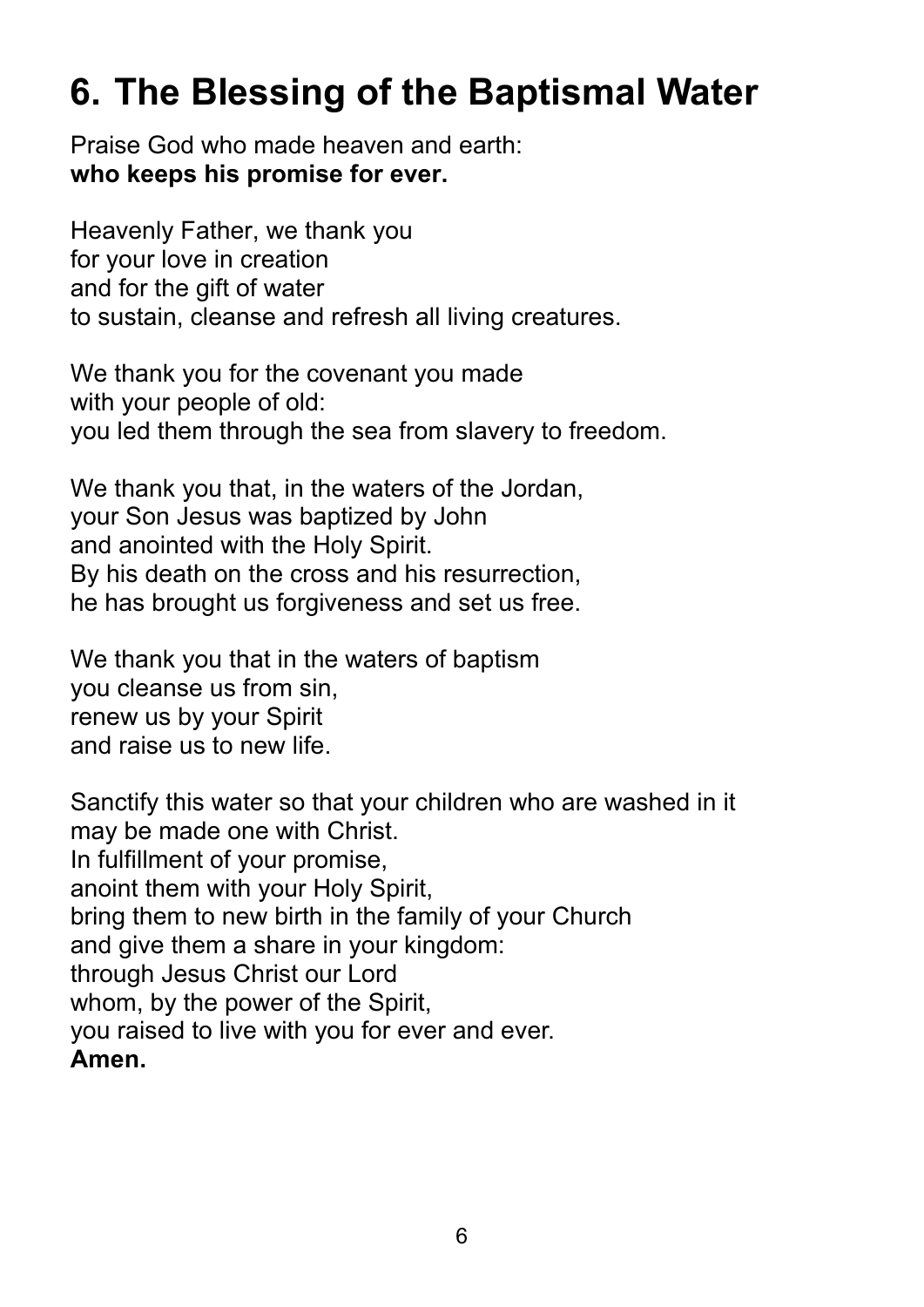# 6. The Blessing of the Baptismal Water

Praise God who made heaven and earth:
**who keeps his promise for ever.**

Heavenly Father, we thank you
for your love in creation
and for the gift of water
to sustain, cleanse and refresh all living creatures.

We thank you for the covenant you made
with your people of old:
you led them through the sea from slavery to freedom.

We thank you that, in the waters of the Jordan,
your Son Jesus was baptized by John
and anointed with the Holy Spirit.
By his death on the cross and his resurrection,
he has brought us forgiveness and set us free.

We thank you that in the waters of baptism
you cleanse us from sin,
renew us by your Spirit
and raise us to new life.

Sanctify this water so that your children who are washed in it
may be made one with Christ.
In fulfillment of your promise,
anoint them with your Holy Spirit,
bring them to new birth in the family of your Church
and give them a share in your kingdom:
through Jesus Christ our Lord
whom, by the power of the Spirit,
you raised to live with you for ever and ever.
**Amen.**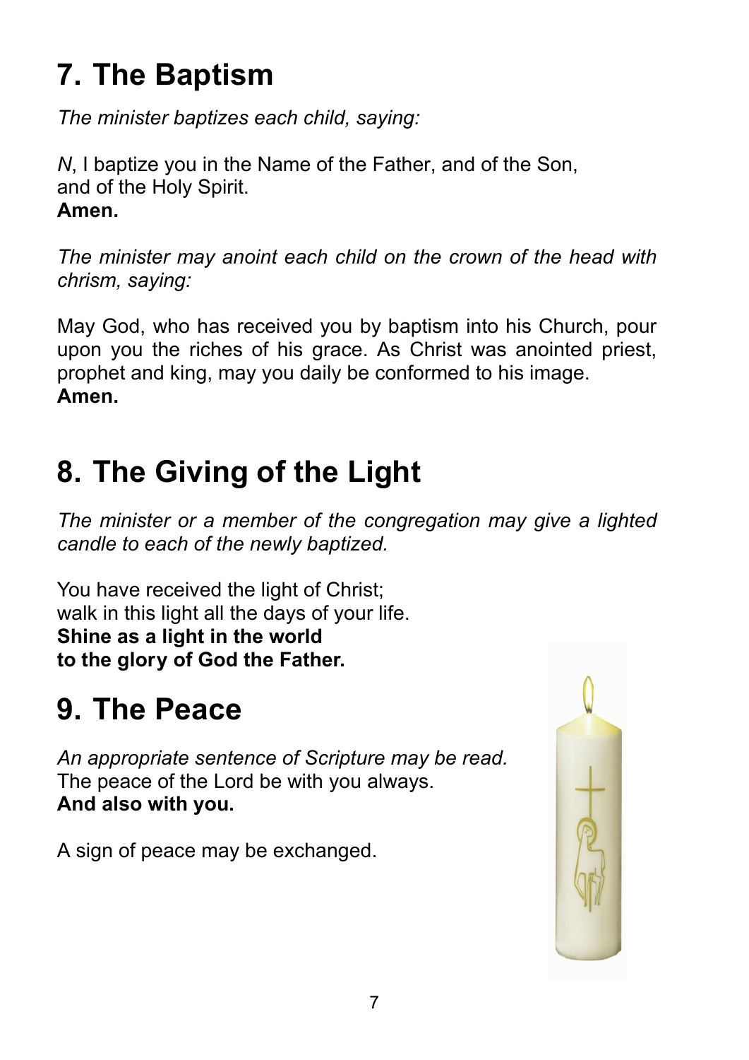# 7. The Baptism

*The minister baptizes each child, saying:*

*N*, I baptize you in the Name of the Father, and of the Son,
and of the Holy Spirit.
**Amen.**

*The minister may anoint each child on the crown of the head with chrism, saying:*

May God, who has received you by baptism into his Church, pour upon you the riches of his grace. As Christ was anointed priest, prophet and king, may you daily be conformed to his image.
**Amen.**

# 8. The Giving of the Light

*The minister or a member of the congregation may give a lighted candle to each of the newly baptized.*

You have received the light of Christ;
walk in this light all the days of your life.
**Shine as a light in the world**
**to the glory of God the Father.**

# 9. The Peace

*An appropriate sentence of Scripture may be read.*
The peace of the Lord be with you always.
**And also with you.**

A sign of peace may be exchanged.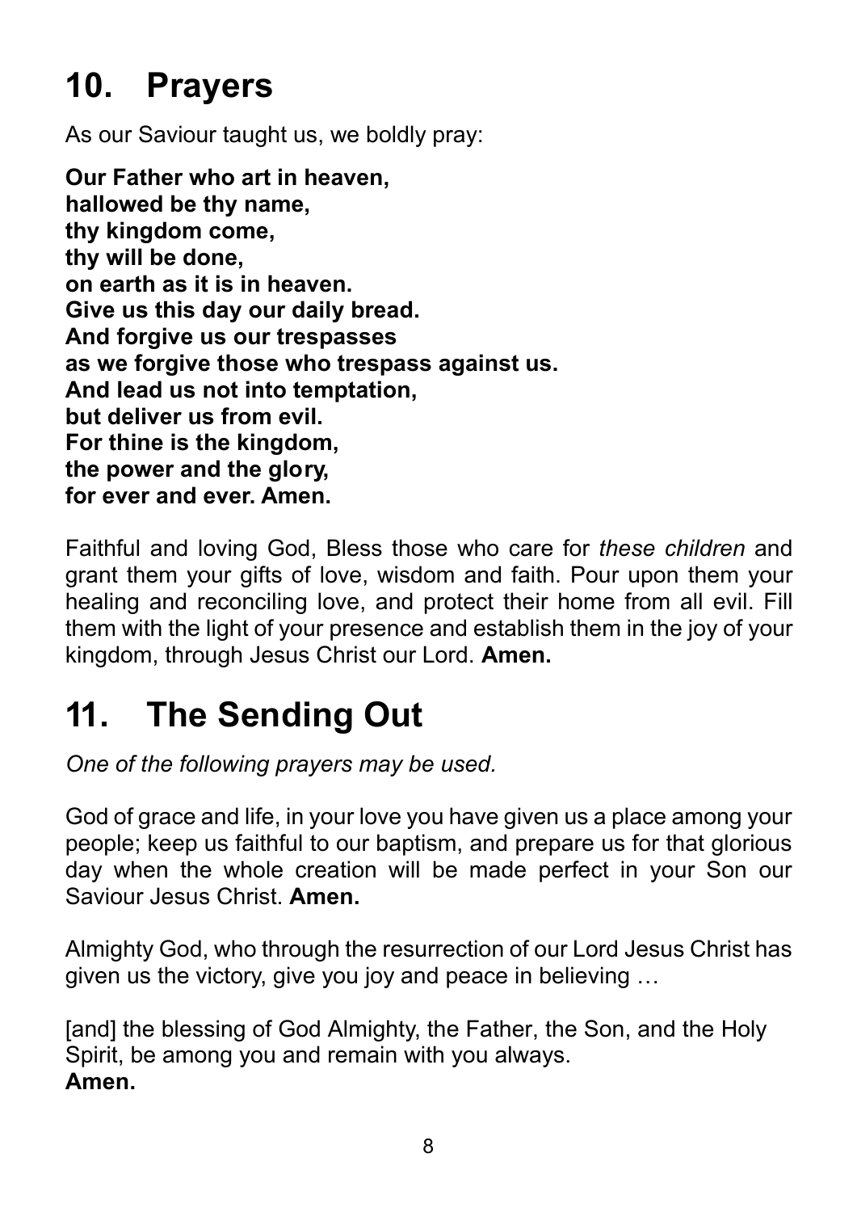## 10. Prayers

As our Saviour taught us, we boldly pray:

**Our Father who art in heaven,**
**hallowed be thy name,**
**thy kingdom come,**
**thy will be done,**
**on earth as it is in heaven.**
**Give us this day our daily bread.**
**And forgive us our trespasses**
**as we forgive those who trespass against us.**
**And lead us not into temptation,**
**but deliver us from evil.**
**For thine is the kingdom,**
**the power and the glory,**
**for ever and ever. Amen.**

Faithful and loving God, Bless those who care for *these children* and grant them your gifts of love, wisdom and faith. Pour upon them your healing and reconciling love, and protect their home from all evil. Fill them with the light of your presence and establish them in the joy of your kingdom, through Jesus Christ our Lord. **Amen.**

## 11. The Sending Out

*One of the following prayers may be used.*

God of grace and life, in your love you have given us a place among your people; keep us faithful to our baptism, and prepare us for that glorious day when the whole creation will be made perfect in your Son our Saviour Jesus Christ. **Amen.**

Almighty God, who through the resurrection of our Lord Jesus Christ has given us the victory, give you joy and peace in believing …

[and] the blessing of God Almighty, the Father, the Son, and the Holy Spirit, be among you and remain with you always.
**Amen.**